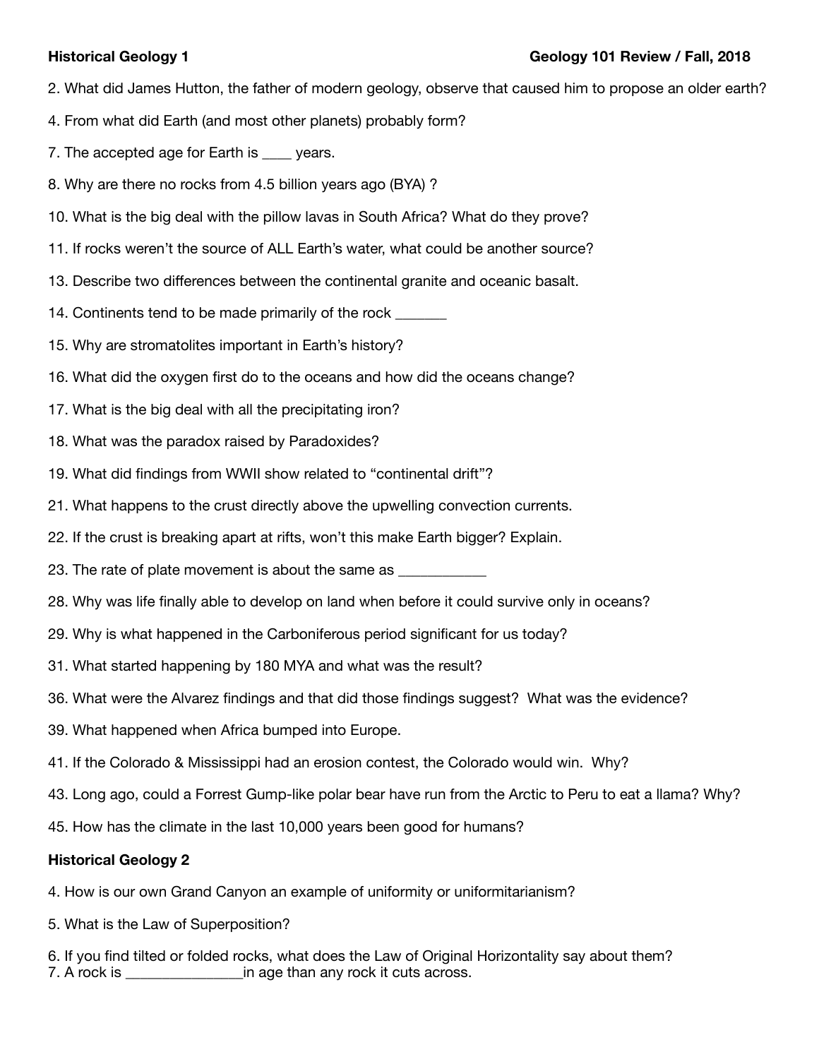**Historical Geology 1** **Geology 101 Review / Fall, 2018**

2. What did James Hutton, the father of modern geology, observe that caused him to propose an older earth?

4. From what did Earth (and most other planets) probably form?

7. The accepted age for Earth is ____ years.

8. Why are there no rocks from 4.5 billion years ago (BYA) ?

10. What is the big deal with the pillow lavas in South Africa? What do they prove?

11. If rocks weren't the source of ALL Earth's water, what could be another source?

13. Describe two differences between the continental granite and oceanic basalt.

14. Continents tend to be made primarily of the rock _______

15. Why are stromatolites important in Earth's history?

16. What did the oxygen first do to the oceans and how did the oceans change?

17. What is the big deal with all the precipitating iron?

18. What was the paradox raised by Paradoxides?

19. What did findings from WWII show related to "continental drift"?

21. What happens to the crust directly above the upwelling convection currents.

22. If the crust is breaking apart at rifts, won't this make Earth bigger? Explain.

23. The rate of plate movement is about the same as ____________

28. Why was life finally able to develop on land when before it could survive only in oceans?

29. Why is what happened in the Carboniferous period significant for us today?

31. What started happening by 180 MYA and what was the result?

36. What were the Alvarez findings and that did those findings suggest? What was the evidence?

39. What happened when Africa bumped into Europe.

41. If the Colorado & Mississippi had an erosion contest, the Colorado would win. Why?

43. Long ago, could a Forrest Gump-like polar bear have run from the Arctic to Peru to eat a llama? Why?

45. How has the climate in the last 10,000 years been good for humans?

**Historical Geology 2**

4. How is our own Grand Canyon an example of uniformity or uniformitarianism?

5. What is the Law of Superposition?

6. If you find tilted or folded rocks, what does the Law of Original Horizontality say about them?

7. A rock is _______________in age than any rock it cuts across.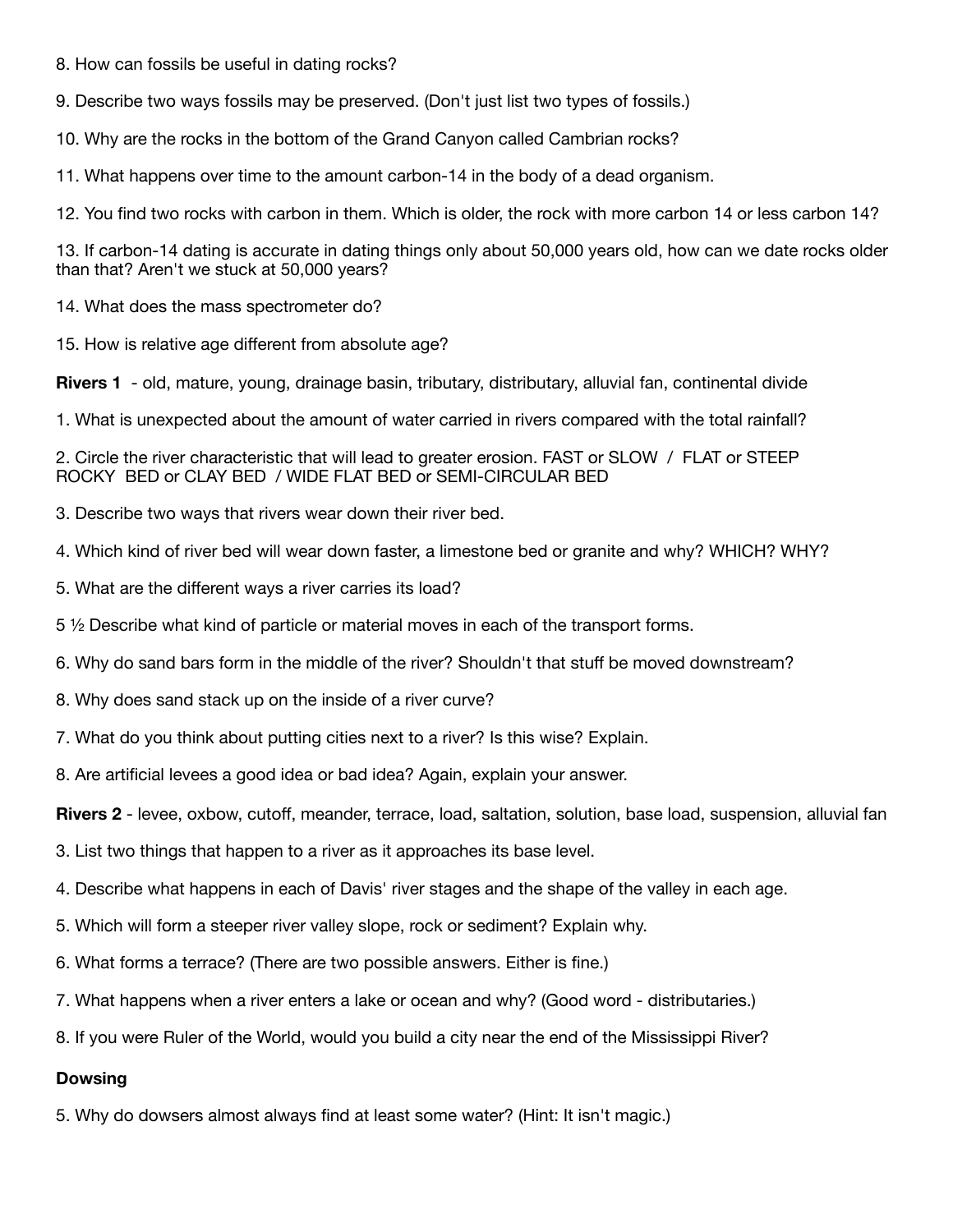8. How can fossils be useful in dating rocks?

9. Describe two ways fossils may be preserved. (Don't just list two types of fossils.)

10. Why are the rocks in the bottom of the Grand Canyon called Cambrian rocks?

11. What happens over time to the amount carbon-14 in the body of a dead organism.

12. You find two rocks with carbon in them. Which is older, the rock with more carbon 14 or less carbon 14?

13. If carbon-14 dating is accurate in dating things only about 50,000 years old, how can we date rocks older than that? Aren't we stuck at 50,000 years?

14. What does the mass spectrometer do?

15. How is relative age different from absolute age?

**Rivers 1** - old, mature, young, drainage basin, tributary, distributary, alluvial fan, continental divide

1. What is unexpected about the amount of water carried in rivers compared with the total rainfall?

2. Circle the river characteristic that will lead to greater erosion. FAST or SLOW / FLAT or STEEP
ROCKY BED or CLAY BED / WIDE FLAT BED or SEMI-CIRCULAR BED

3. Describe two ways that rivers wear down their river bed.

4. Which kind of river bed will wear down faster, a limestone bed or granite and why? WHICH? WHY?

5. What are the different ways a river carries its load?

5 ½ Describe what kind of particle or material moves in each of the transport forms.

6. Why do sand bars form in the middle of the river? Shouldn't that stuff be moved downstream?

8. Why does sand stack up on the inside of a river curve?

7. What do you think about putting cities next to a river? Is this wise? Explain.

8. Are artificial levees a good idea or bad idea? Again, explain your answer.

**Rivers 2** - levee, oxbow, cutoff, meander, terrace, load, saltation, solution, base load, suspension, alluvial fan

3. List two things that happen to a river as it approaches its base level.

4. Describe what happens in each of Davis' river stages and the shape of the valley in each age.

5. Which will form a steeper river valley slope, rock or sediment? Explain why.

6. What forms a terrace? (There are two possible answers. Either is fine.)

7. What happens when a river enters a lake or ocean and why? (Good word - distributaries.)

8. If you were Ruler of the World, would you build a city near the end of the Mississippi River?

**Dowsing**

5. Why do dowsers almost always find at least some water? (Hint: It isn't magic.)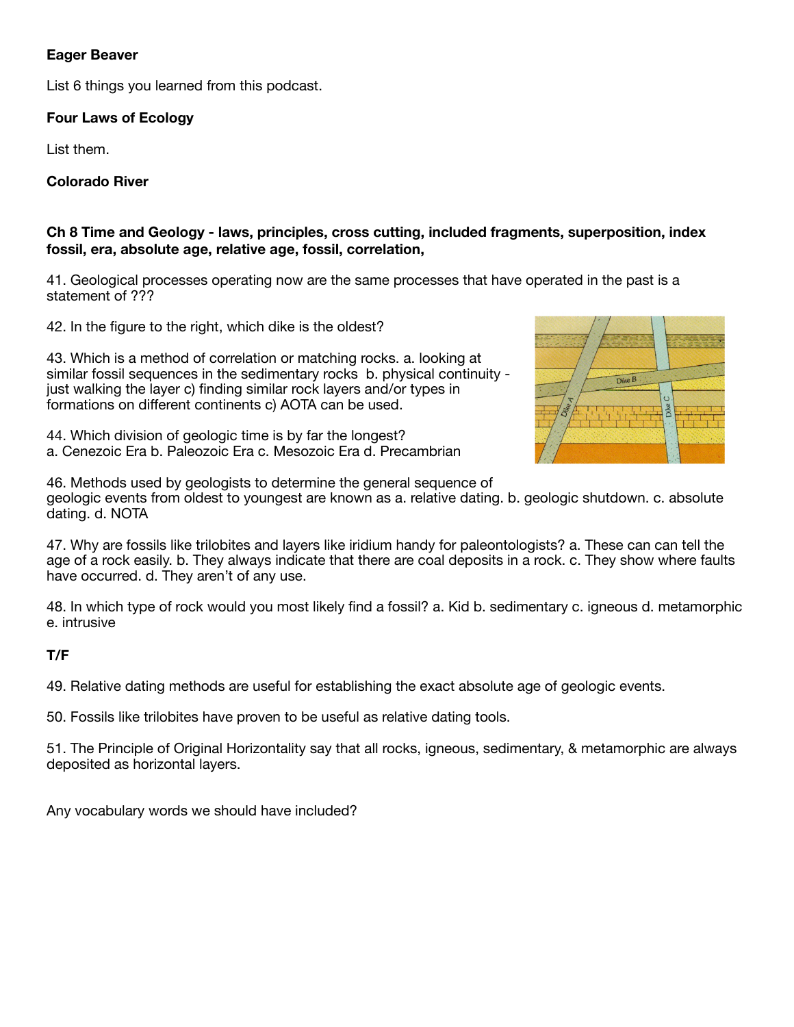**Eager Beaver**

List 6 things you learned from this podcast.

**Four Laws of Ecology**

List them.

**Colorado River**

**Ch 8 Time and Geology - laws, principles, cross cutting, included fragments, superposition, index fossil, era, absolute age, relative age, fossil, correlation,**

41. Geological processes operating now are the same processes that have operated in the past is a statement of ???

42. In the figure to the right, which dike is the oldest?

Dike B

Dike A

Dike C

43. Which is a method of correlation or matching rocks. a. looking at similar fossil sequences in the sedimentary rocks b. physical continuity - just walking the layer c) finding similar rock layers and/or types in formations on different continents c) AOTA can be used.

44. Which division of geologic time is by far the longest?
a. Cenezoic Era b. Paleozoic Era c. Mesozoic Era d. Precambrian

46. Methods used by geologists to determine the general sequence of geologic events from oldest to youngest are known as a. relative dating. b. geologic shutdown. c. absolute dating. d. NOTA

47. Why are fossils like trilobites and layers like iridium handy for paleontologists? a. These can can tell the age of a rock easily. b. They always indicate that there are coal deposits in a rock. c. They show where faults have occurred. d. They aren't of any use.

48. In which type of rock would you most likely find a fossil? a. Kid b. sedimentary c. igneous d. metamorphic e. intrusive

**T/F**

49. Relative dating methods are useful for establishing the exact absolute age of geologic events.

50. Fossils like trilobites have proven to be useful as relative dating tools.

51. The Principle of Original Horizontality say that all rocks, igneous, sedimentary, & metamorphic are always deposited as horizontal layers.

Any vocabulary words we should have included?